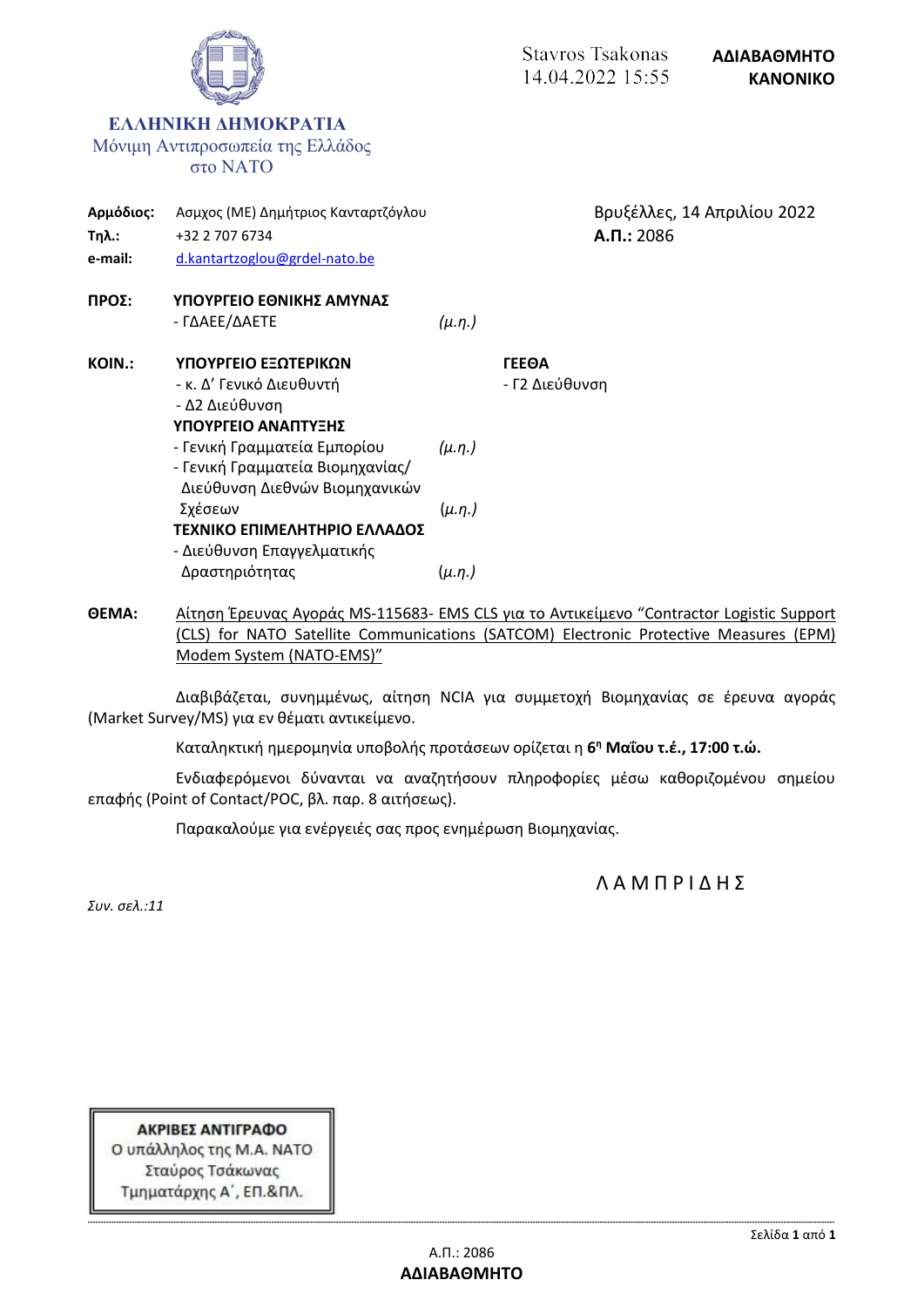**ΕΛΛΗΝΙΚΗ ΔΗΜΟΚΡΑΤΙΑ**
Μόνιμη Αντιπροσωπεία της Ελλάδος
στο ΝΑΤΟ

Stavros Tsakonas
14.04.2022 15:55

**ΑΔΙΑΒΑΘΜΗΤΟ**
**ΚΑΝΟΝΙΚΟ**

**Αρμόδιος:** Ασμχος (ΜΕ) Δημήτριος Κανταρτζόγλου
**Τηλ.:** +32 2 707 6734
**e-mail:** d.kantartzoglou@grdel-nato.be

Βρυξέλλες, 14 Απριλίου 2022
**Α.Π.:** 2086

**ΠΡΟΣ:** **ΥΠΟΥΡΓΕΙΟ ΕΘΝΙΚΗΣ ΑΜΥΝΑΣ**
- ΓΔΑΕΕ/ΔΑΕΤΕ *(μ.η.)*

**ΚΟΙΝ.:** **ΥΠΟΥΡΓΕΙΟ ΕΞΩΤΕΡΙΚΩΝ**
- κ. Δ' Γενικό Διευθυντή
- Δ2 Διεύθυνση

**ΥΠΟΥΡΓΕΙΟ ΑΝΑΠΤΥΞΗΣ**
- Γενική Γραμματεία Εμπορίου *(μ.η.)*
- Γενική Γραμματεία Βιομηχανίας/ Διεύθυνση Διεθνών Βιομηχανικών Σχέσεων *(μ.η.)*

**ΤΕΧΝΙΚΟ ΕΠΙΜΕΛΗΤΗΡΙΟ ΕΛΛΑΔΟΣ**
- Διεύθυνση Επαγγελματικής Δραστηριότητας *(μ.η.)*

**ΓΕΕΘΑ**
- Γ2 Διεύθυνση

**ΘΕΜΑ:** Αίτηση Έρευνας Αγοράς MS-115683- EMS CLS για το Αντικείμενο "Contractor Logistic Support (CLS) for NATO Satellite Communications (SATCOM) Electronic Protective Measures (EPM) Modem System (NATO-EMS)"

Διαβιβάζεται, συνημμένως, αίτηση NCIA για συμμετοχή Βιομηχανίας σε έρευνα αγοράς (Market Survey/MS) για εν θέματι αντικείμενο.

Καταληκτική ημερομηνία υποβολής προτάσεων ορίζεται η **6η Μαΐου τ.έ., 17:00 τ.ώ.**

Ενδιαφερόμενοι δύνανται να αναζητήσουν πληροφορίες μέσω καθοριζομένου σημείου επαφής (Point of Contact/POC, βλ. παρ. 8 αιτήσεως).

Παρακαλούμε για ενέργειές σας προς ενημέρωση Βιομηχανίας.

Λ Α Μ Π Ρ Ι Δ Η Σ

*Συν. σελ.:11*

**ΑΚΡΙΒΕΣ ΑΝΤΙΓΡΑΦΟ**
Ο υπάλληλος της Μ.Α. ΝΑΤΟ
Σταύρος Τσάκωνας
Τμηματάρχης Α΄, ΕΠ.&ΠΛ.

Α.Π.: 2086
**ΑΔΙΑΒΑΘΜΗΤΟ**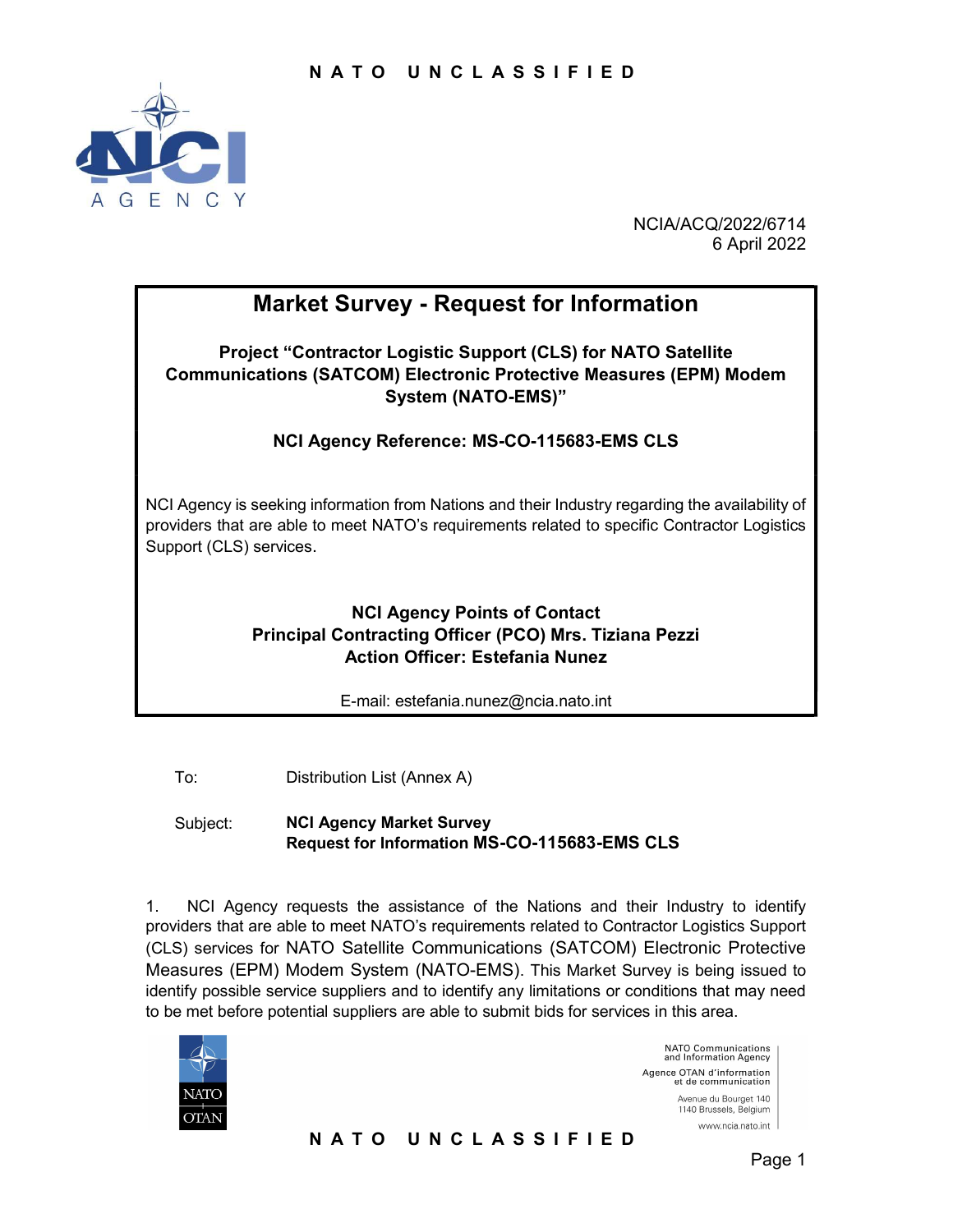NCIA/ACQ/2022/6714
6 April 2022

# Market Survey - Request for Information

**Project "Contractor Logistic Support (CLS) for NATO Satellite Communications (SATCOM) Electronic Protective Measures (EPM) Modem System (NATO-EMS)"**

**NCI Agency Reference: MS-CO-115683-EMS CLS**

NCI Agency is seeking information from Nations and their Industry regarding the availability of providers that are able to meet NATO's requirements related to specific Contractor Logistics Support (CLS) services.

**NCI Agency Points of Contact**
**Principal Contracting Officer (PCO) Mrs. Tiziana Pezzi**
**Action Officer: Estefania Nunez**

E-mail: estefania.nunez@ncia.nato.int

To: Distribution List (Annex A)

Subject: **NCI Agency Market Survey**
**Request for Information MS-CO-115683-EMS CLS**

1. NCI Agency requests the assistance of the Nations and their Industry to identify providers that are able to meet NATO's requirements related to Contractor Logistics Support (CLS) services for NATO Satellite Communications (SATCOM) Electronic Protective Measures (EPM) Modem System (NATO-EMS). This Market Survey is being issued to identify possible service suppliers and to identify any limitations or conditions that may need to be met before potential suppliers are able to submit bids for services in this area.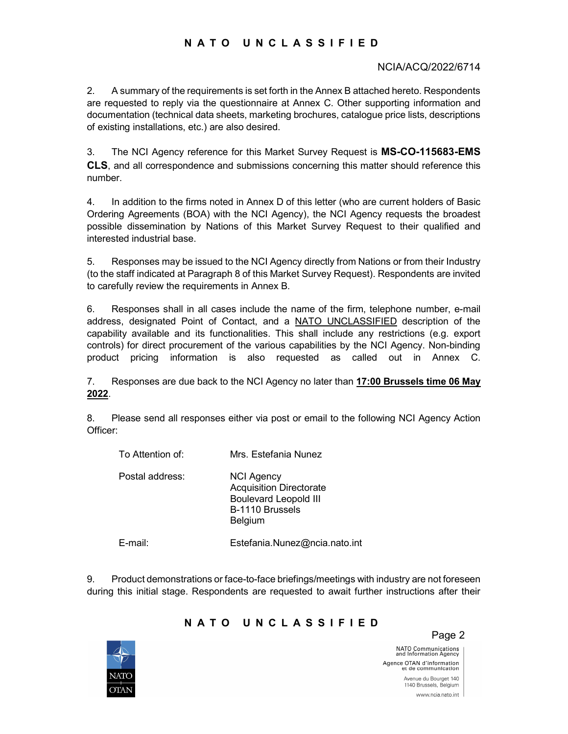NCIA/ACQ/2022/6714

2. A summary of the requirements is set forth in the Annex B attached hereto. Respondents are requested to reply via the questionnaire at Annex C. Other supporting information and documentation (technical data sheets, marketing brochures, catalogue price lists, descriptions of existing installations, etc.) are also desired.

3. The NCI Agency reference for this Market Survey Request is **MS-CO-115683-EMS CLS**, and all correspondence and submissions concerning this matter should reference this number.

4. In addition to the firms noted in Annex D of this letter (who are current holders of Basic Ordering Agreements (BOA) with the NCI Agency), the NCI Agency requests the broadest possible dissemination by Nations of this Market Survey Request to their qualified and interested industrial base.

5. Responses may be issued to the NCI Agency directly from Nations or from their Industry (to the staff indicated at Paragraph 8 of this Market Survey Request). Respondents are invited to carefully review the requirements in Annex B.

6. Responses shall in all cases include the name of the firm, telephone number, e-mail address, designated Point of Contact, and a NATO UNCLASSIFIED description of the capability available and its functionalities. This shall include any restrictions (e.g. export controls) for direct procurement of the various capabilities by the NCI Agency. Non-binding product pricing information is also requested as called out in Annex C.

7. Responses are due back to the NCI Agency no later than **17:00 Brussels time 06 May 2022**.

8. Please send all responses either via post or email to the following NCI Agency Action Officer:

| | |
|---|---|
| To Attention of: | Mrs. Estefania Nunez |
| Postal address: | NCI Agency<br>Acquisition Directorate<br>Boulevard Leopold III<br>B-1110 Brussels<br>Belgium |
| E-mail: | Estefania.Nunez@ncia.nato.int |

9. Product demonstrations or face-to-face briefings/meetings with industry are not foreseen during this initial stage. Respondents are requested to await further instructions after their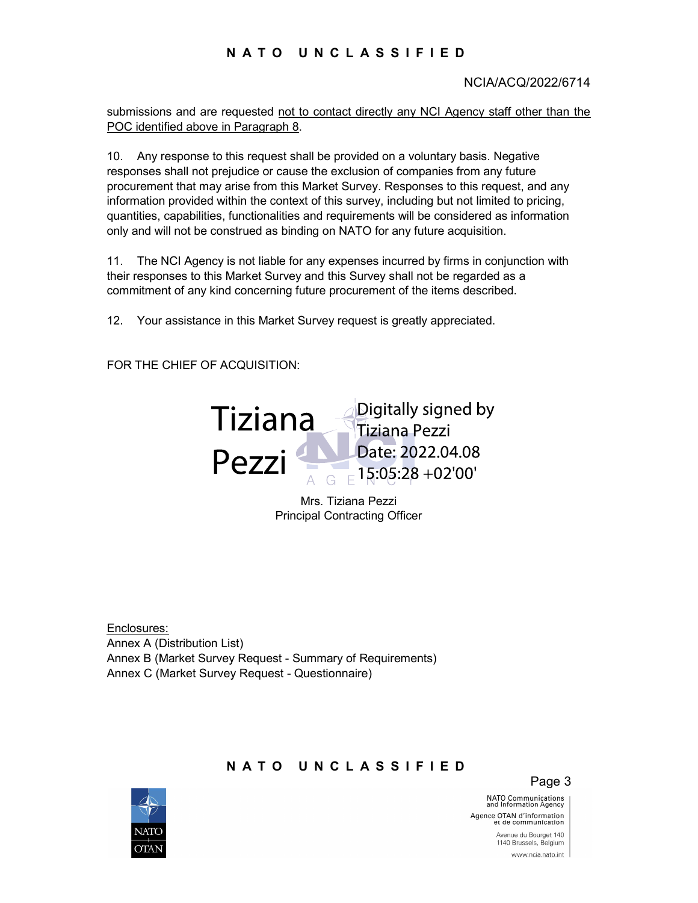submissions and are requested not to contact directly any NCI Agency staff other than the POC identified above in Paragraph 8.

10. Any response to this request shall be provided on a voluntary basis. Negative responses shall not prejudice or cause the exclusion of companies from any future procurement that may arise from this Market Survey. Responses to this request, and any information provided within the context of this survey, including but not limited to pricing, quantities, capabilities, functionalities and requirements will be considered as information only and will not be construed as binding on NATO for any future acquisition.

11. The NCI Agency is not liable for any expenses incurred by firms in conjunction with their responses to this Market Survey and this Survey shall not be regarded as a commitment of any kind concerning future procurement of the items described.

12. Your assistance in this Market Survey request is greatly appreciated.

FOR THE CHIEF OF ACQUISITION:

Tiziana Pezzi

Digitally signed by Tiziana Pezzi
Date: 2022.04.08 15:05:28 +02'00'

Mrs. Tiziana Pezzi
Principal Contracting Officer

Enclosures:
Annex A (Distribution List)
Annex B (Market Survey Request - Summary of Requirements)
Annex C (Market Survey Request - Questionnaire)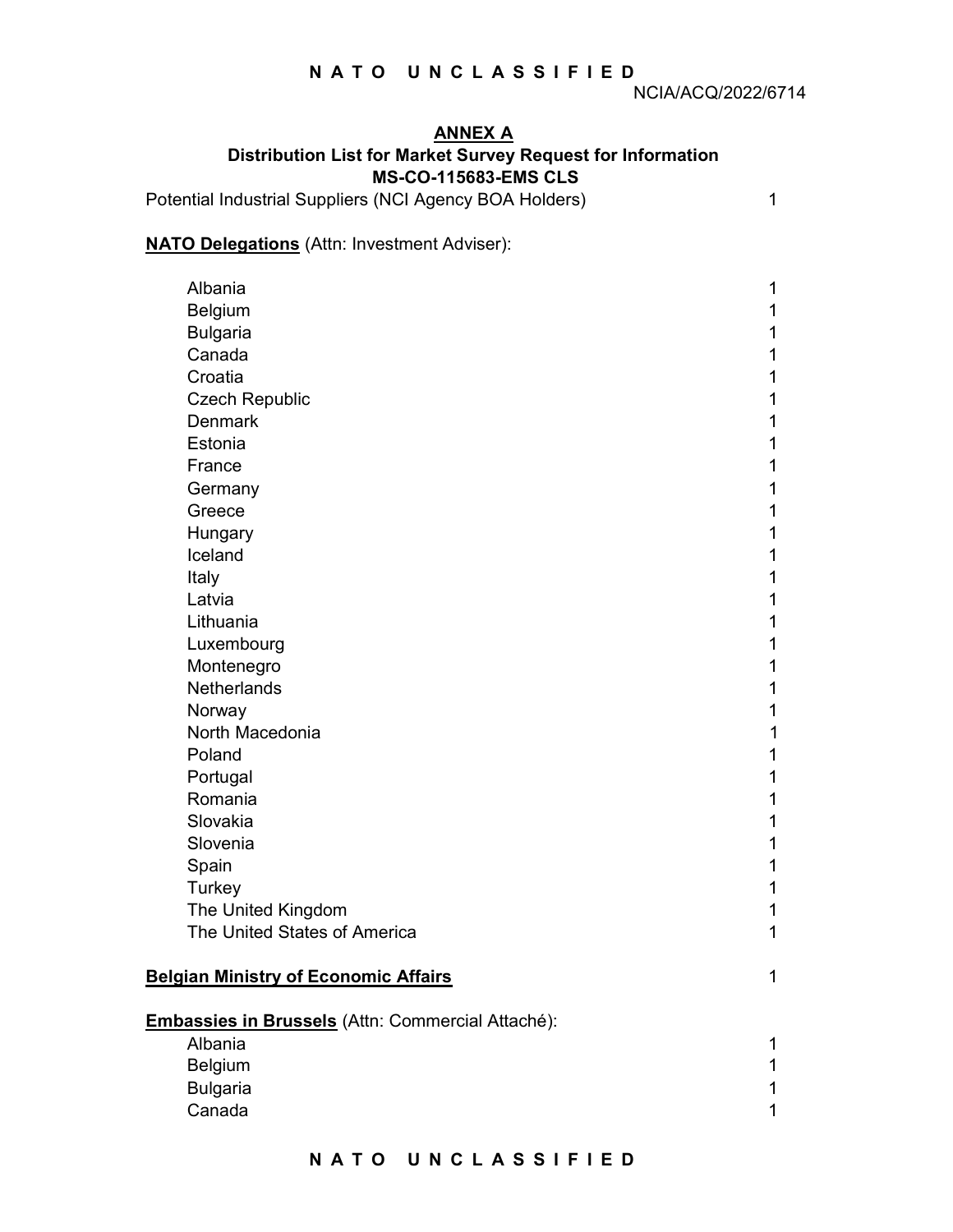## ANNEX A

### Distribution List for Market Survey Request for Information MS-CO-115683-EMS CLS

| | |
|---|---|
| Potential Industrial Suppliers (NCI Agency BOA Holders) | 1 |

**NATO Delegations** (Attn: Investment Adviser):

| | |
|---|---|
| Albania | 1 |
| Belgium | 1 |
| Bulgaria | 1 |
| Canada | 1 |
| Croatia | 1 |
| Czech Republic | 1 |
| Denmark | 1 |
| Estonia | 1 |
| France | 1 |
| Germany | 1 |
| Greece | 1 |
| Hungary | 1 |
| Iceland | 1 |
| Italy | 1 |
| Latvia | 1 |
| Lithuania | 1 |
| Luxembourg | 1 |
| Montenegro | 1 |
| Netherlands | 1 |
| Norway | 1 |
| North Macedonia | 1 |
| Poland | 1 |
| Portugal | 1 |
| Romania | 1 |
| Slovakia | 1 |
| Slovenia | 1 |
| Spain | 1 |
| Turkey | 1 |
| The United Kingdom | 1 |
| The United States of America | 1 |

| | |
|---|---|
| **Belgian Ministry of Economic Affairs** | 1 |

**Embassies in Brussels** (Attn: Commercial Attaché):

| | |
|---|---|
| Albania | 1 |
| Belgium | 1 |
| Bulgaria | 1 |
| Canada | 1 |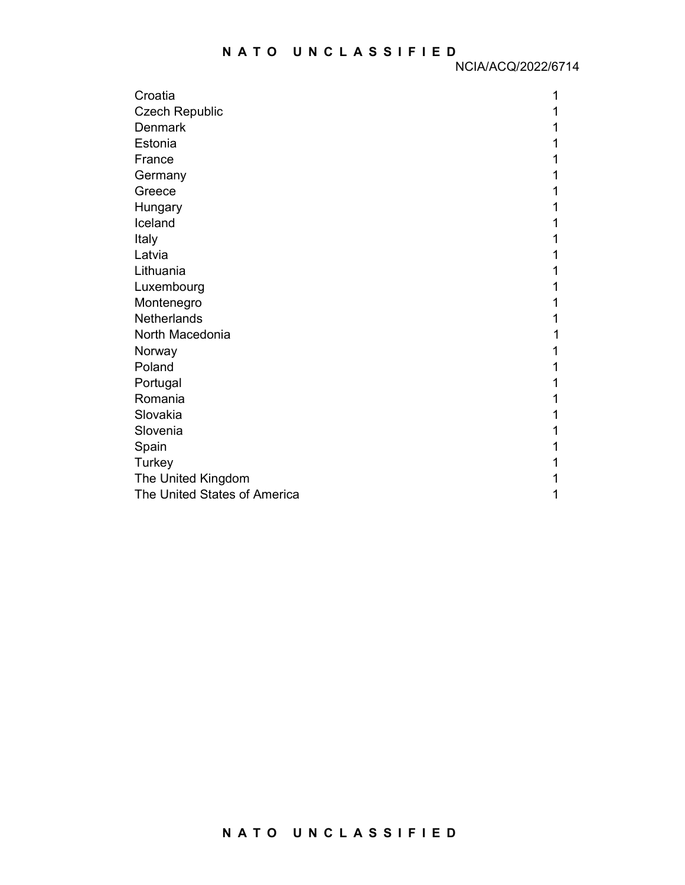| | |
|---|---|
| Croatia | 1 |
| Czech Republic | 1 |
| Denmark | 1 |
| Estonia | 1 |
| France | 1 |
| Germany | 1 |
| Greece | 1 |
| Hungary | 1 |
| Iceland | 1 |
| Italy | 1 |
| Latvia | 1 |
| Lithuania | 1 |
| Luxembourg | 1 |
| Montenegro | 1 |
| Netherlands | 1 |
| North Macedonia | 1 |
| Norway | 1 |
| Poland | 1 |
| Portugal | 1 |
| Romania | 1 |
| Slovakia | 1 |
| Slovenia | 1 |
| Spain | 1 |
| Turkey | 1 |
| The United Kingdom | 1 |
| The United States of America | 1 |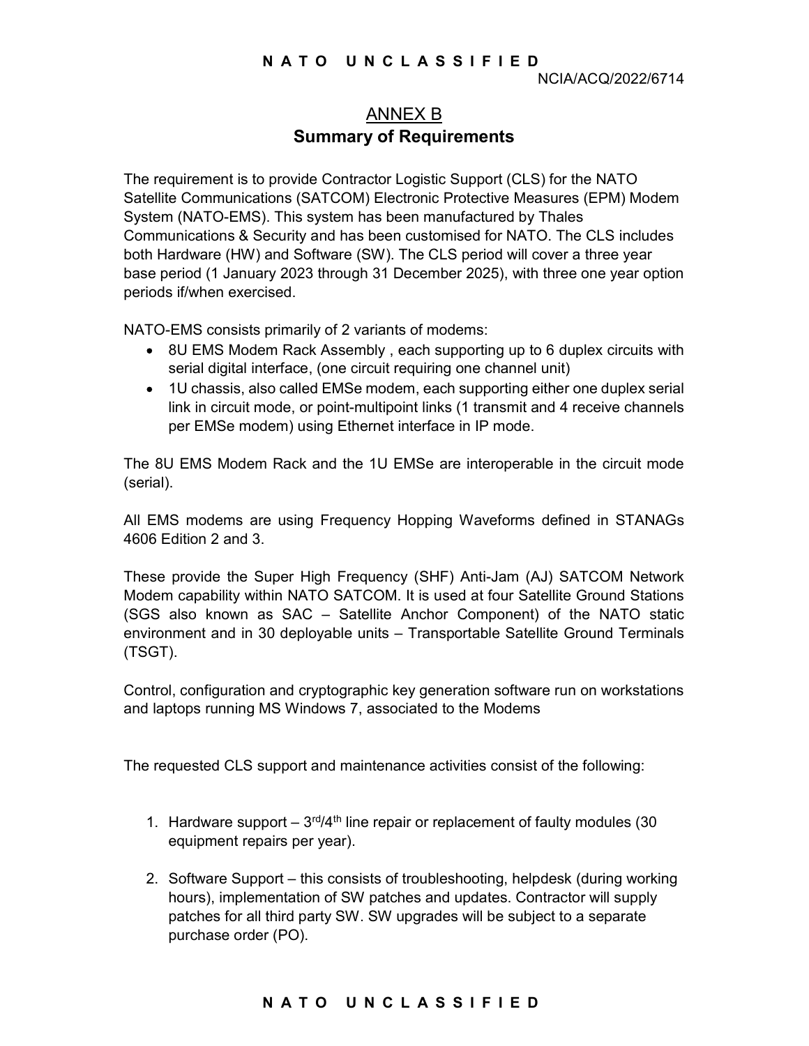# ANNEX B

## Summary of Requirements

The requirement is to provide Contractor Logistic Support (CLS) for the NATO Satellite Communications (SATCOM) Electronic Protective Measures (EPM) Modem System (NATO-EMS). This system has been manufactured by Thales Communications & Security and has been customised for NATO. The CLS includes both Hardware (HW) and Software (SW). The CLS period will cover a three year base period (1 January 2023 through 31 December 2025), with three one year option periods if/when exercised.

NATO-EMS consists primarily of 2 variants of modems:

- 8U EMS Modem Rack Assembly , each supporting up to 6 duplex circuits with serial digital interface, (one circuit requiring one channel unit)
- 1U chassis, also called EMSe modem, each supporting either one duplex serial link in circuit mode, or point-multipoint links (1 transmit and 4 receive channels per EMSe modem) using Ethernet interface in IP mode.

The 8U EMS Modem Rack and the 1U EMSe are interoperable in the circuit mode (serial).

All EMS modems are using Frequency Hopping Waveforms defined in STANAGs 4606 Edition 2 and 3.

These provide the Super High Frequency (SHF) Anti-Jam (AJ) SATCOM Network Modem capability within NATO SATCOM. It is used at four Satellite Ground Stations (SGS also known as SAC – Satellite Anchor Component) of the NATO static environment and in 30 deployable units – Transportable Satellite Ground Terminals (TSGT).

Control, configuration and cryptographic key generation software run on workstations and laptops running MS Windows 7, associated to the Modems

The requested CLS support and maintenance activities consist of the following:

1. Hardware support – 3rd/4th line repair or replacement of faulty modules (30 equipment repairs per year).
2. Software Support – this consists of troubleshooting, helpdesk (during working hours), implementation of SW patches and updates. Contractor will supply patches for all third party SW. SW upgrades will be subject to a separate purchase order (PO).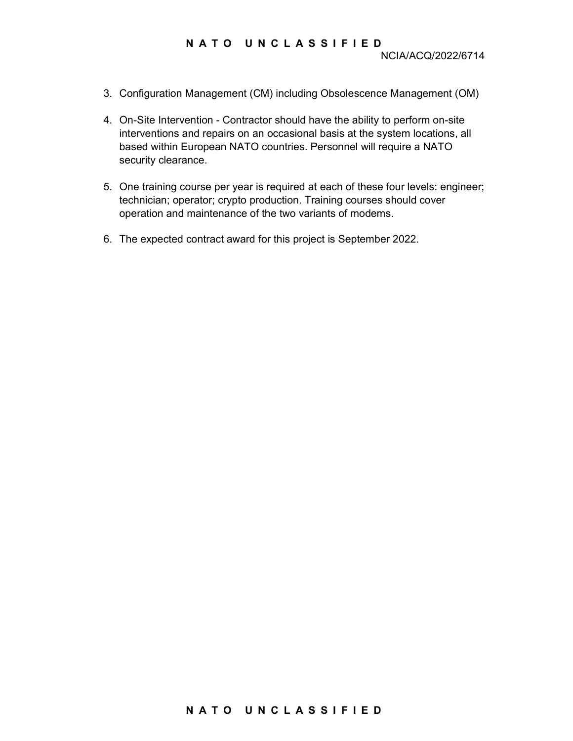3. Configuration Management (CM) including Obsolescence Management (OM)

4. On-Site Intervention - Contractor should have the ability to perform on-site interventions and repairs on an occasional basis at the system locations, all based within European NATO countries. Personnel will require a NATO security clearance.

5. One training course per year is required at each of these four levels: engineer; technician; operator; crypto production. Training courses should cover operation and maintenance of the two variants of modems.

6. The expected contract award for this project is September 2022.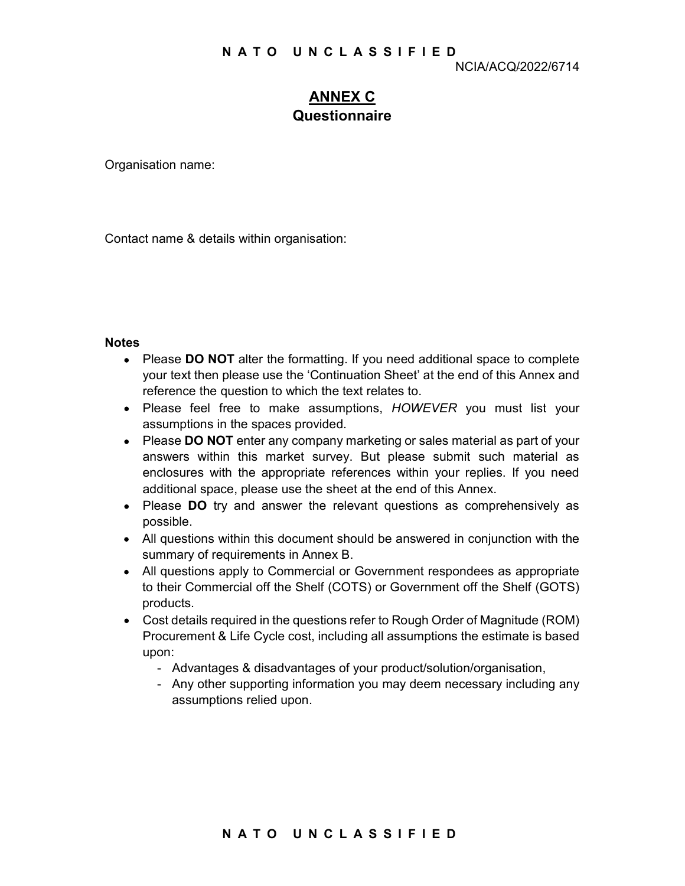# ANNEX C
## Questionnaire

Organisation name:

Contact name & details within organisation:

**Notes**

- Please **DO NOT** alter the formatting. If you need additional space to complete your text then please use the 'Continuation Sheet' at the end of this Annex and reference the question to which the text relates to.
- Please feel free to make assumptions, *HOWEVER* you must list your assumptions in the spaces provided.
- Please **DO NOT** enter any company marketing or sales material as part of your answers within this market survey. But please submit such material as enclosures with the appropriate references within your replies. If you need additional space, please use the sheet at the end of this Annex.
- Please **DO** try and answer the relevant questions as comprehensively as possible.
- All questions within this document should be answered in conjunction with the summary of requirements in Annex B.
- All questions apply to Commercial or Government respondees as appropriate to their Commercial off the Shelf (COTS) or Government off the Shelf (GOTS) products.
- Cost details required in the questions refer to Rough Order of Magnitude (ROM) Procurement & Life Cycle cost, including all assumptions the estimate is based upon:
    - Advantages & disadvantages of your product/solution/organisation,
    - Any other supporting information you may deem necessary including any assumptions relied upon.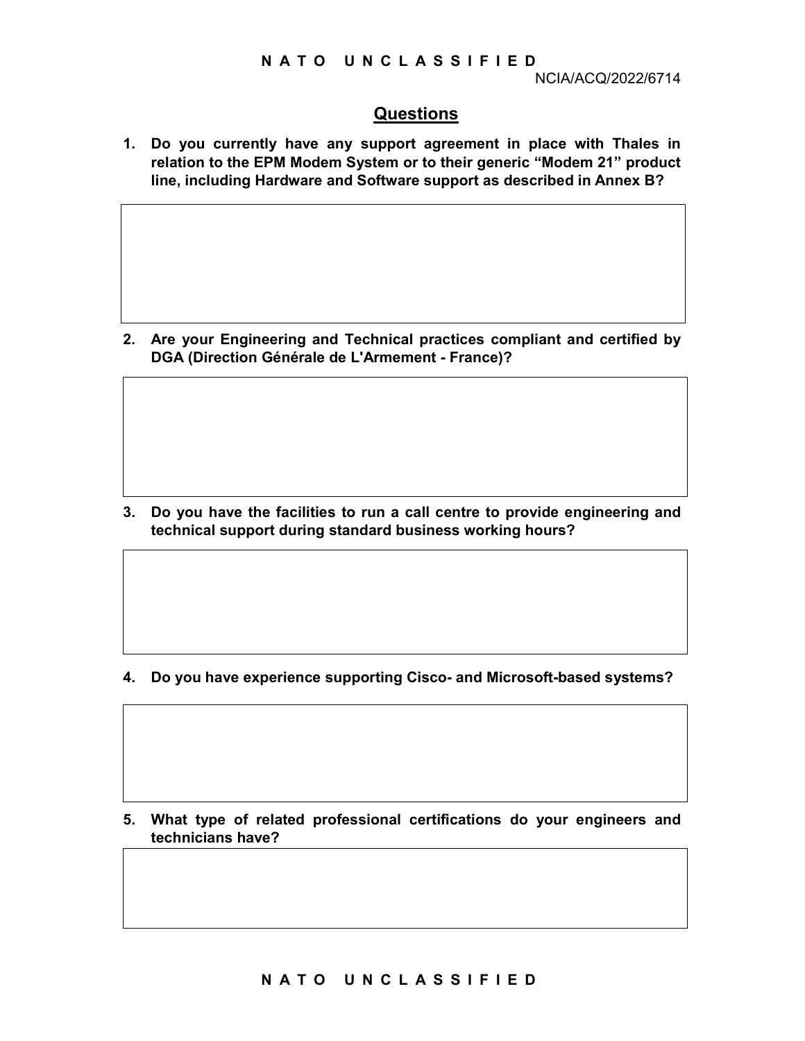NCIA/ACQ/2022/6714

## Questions

**1. Do you currently have any support agreement in place with Thales in relation to the EPM Modem System or to their generic "Modem 21" product line, including Hardware and Software support as described in Annex B?**

| |
|---|
| |

**2. Are your Engineering and Technical practices compliant and certified by DGA (Direction Générale de L'Armement - France)?**

| |
|---|
| |

**3. Do you have the facilities to run a call centre to provide engineering and technical support during standard business working hours?**

| |
|---|
| |

**4. Do you have experience supporting Cisco- and Microsoft-based systems?**

| |
|---|
| |

**5. What type of related professional certifications do your engineers and technicians have?**

| |
|---|
| |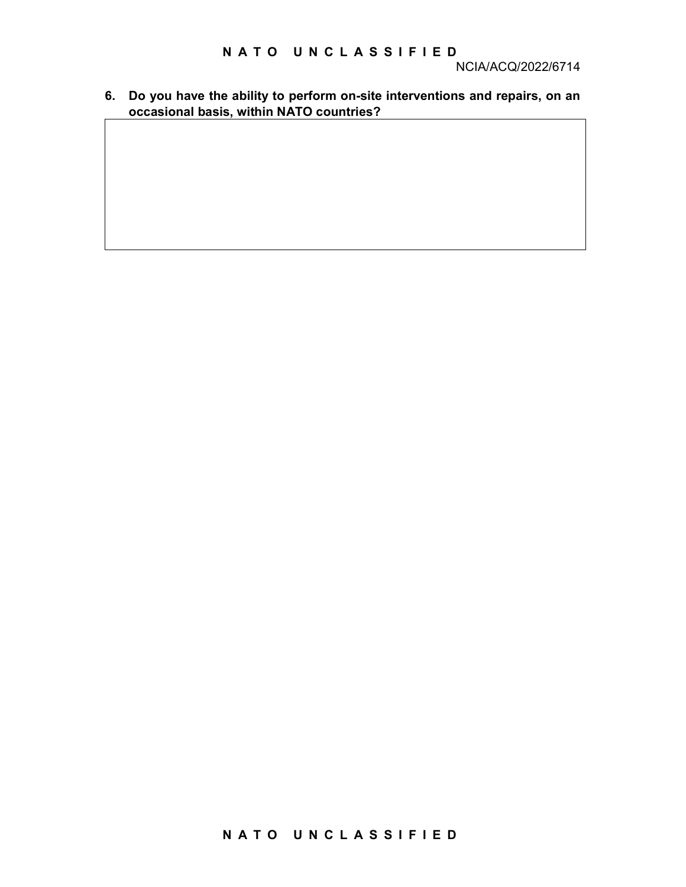**6. Do you have the ability to perform on-site interventions and repairs, on an occasional basis, within NATO countries?**

| |
|---|
| |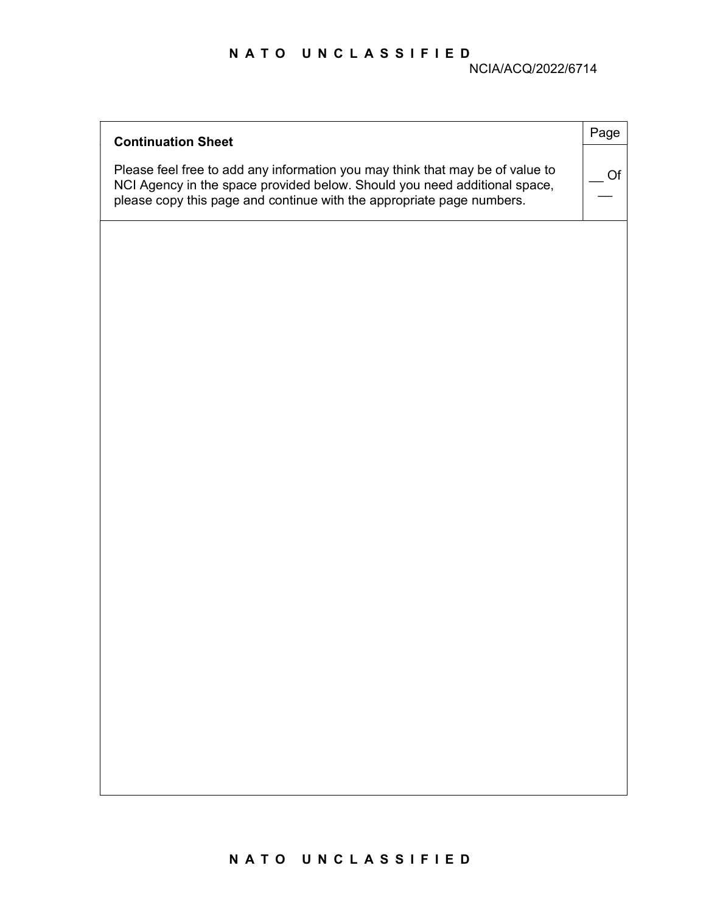| **Continuation Sheet**<br><br>Please feel free to add any information you may think that may be of value to NCI Agency in the space provided below. Should you need additional space, please copy this page and continue with the appropriate page numbers. | Page<br><br>__ Of __ |
|---|---|
| | |